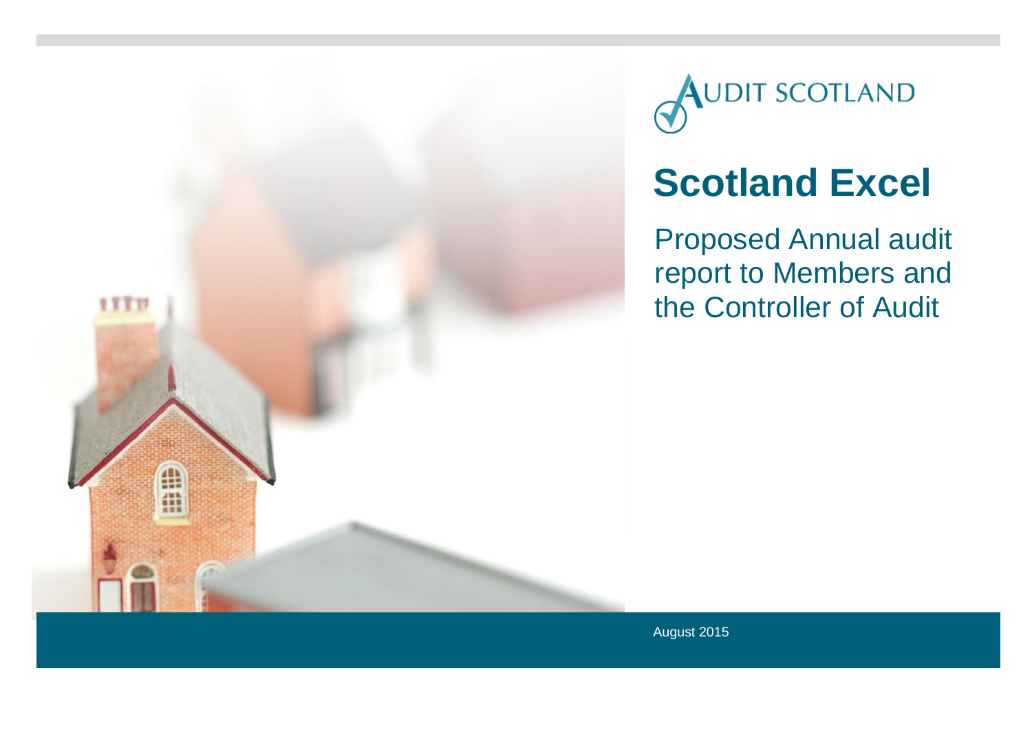AUDIT SCOTLAND

# Scotland Excel

Proposed Annual audit report to Members and the Controller of Audit

August 2015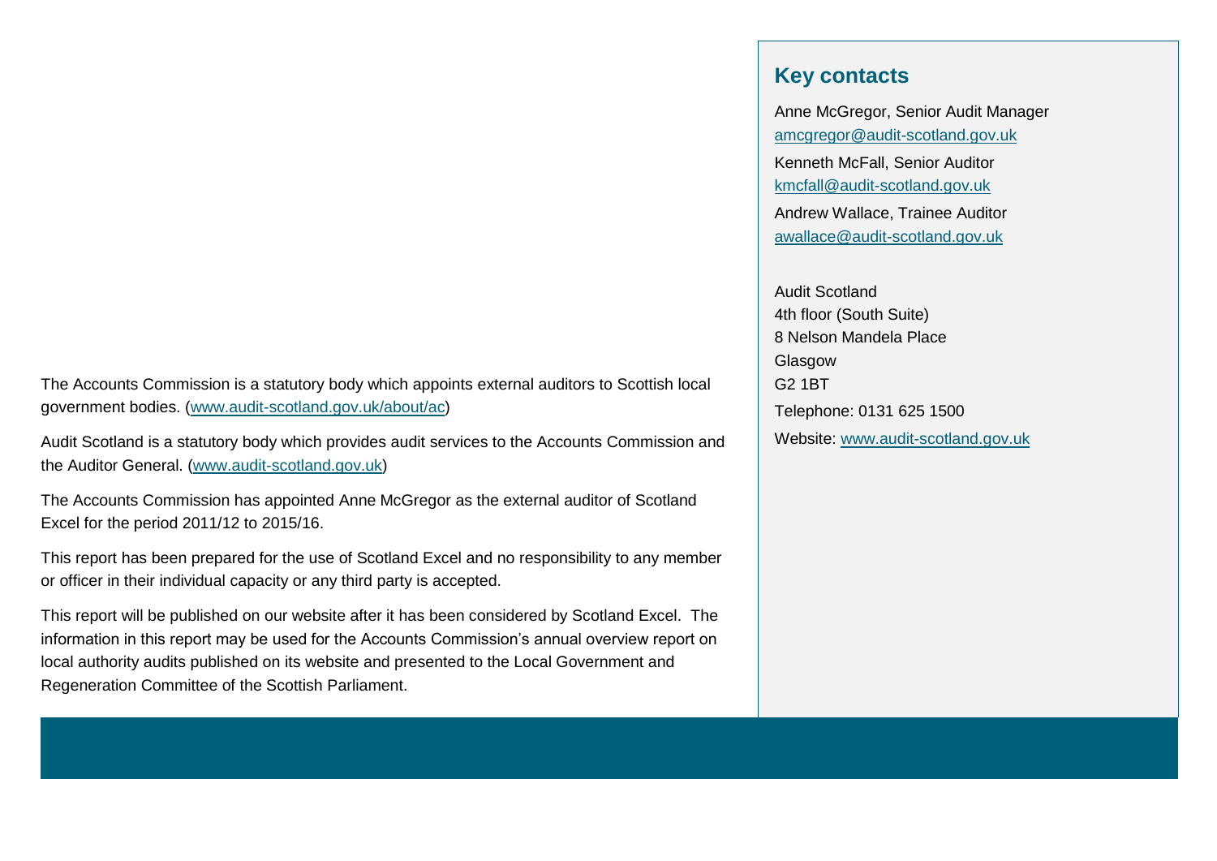The Accounts Commission is a statutory body which appoints external auditors to Scottish local government bodies. (www.audit-scotland.gov.uk/about/ac)

Audit Scotland is a statutory body which provides audit services to the Accounts Commission and the Auditor General. (www.audit-scotland.gov.uk)

The Accounts Commission has appointed Anne McGregor as the external auditor of Scotland Excel for the period 2011/12 to 2015/16.

This report has been prepared for the use of Scotland Excel and no responsibility to any member or officer in their individual capacity or any third party is accepted.

This report will be published on our website after it has been considered by Scotland Excel. The information in this report may be used for the Accounts Commission's annual overview report on local authority audits published on its website and presented to the Local Government and Regeneration Committee of the Scottish Parliament.

## Key contacts

Anne McGregor, Senior Audit Manager
amcgregor@audit-scotland.gov.uk

Kenneth McFall, Senior Auditor
kmcfall@audit-scotland.gov.uk

Andrew Wallace, Trainee Auditor
awallace@audit-scotland.gov.uk

Audit Scotland
4th floor (South Suite)
8 Nelson Mandela Place
Glasgow
G2 1BT

Telephone: 0131 625 1500

Website: www.audit-scotland.gov.uk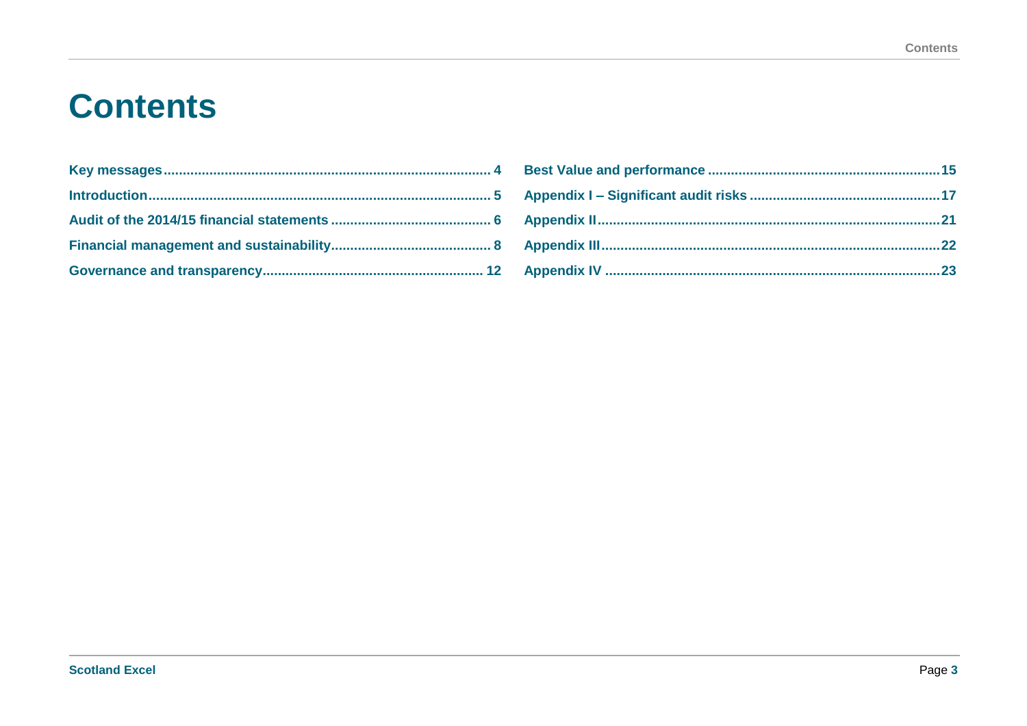# Contents

Key messages.................................................................................... 4

Introduction........................................................................................ 5

Audit of the 2014/15 financial statements ......................................... 6

Financial management and sustainability......................................... 8

Governance and transparency......................................................... 12

Best Value and performance ...........................................................15

Appendix I – Significant audit risks ................................................17

Appendix II.......................................................................................21

Appendix III......................................................................................22

Appendix IV .....................................................................................23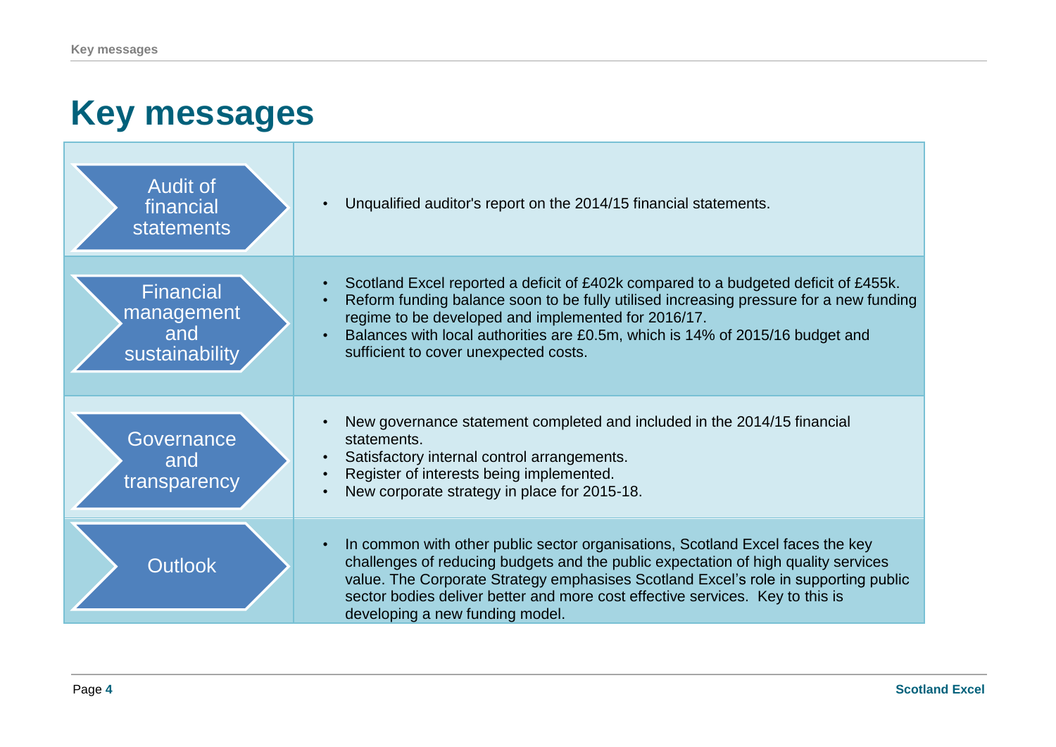# Key messages

| | |
|---|---|
| Audit of financial statements | • Unqualified auditor's report on the 2014/15 financial statements. |
| Financial management and sustainability | • Scotland Excel reported a deficit of £402k compared to a budgeted deficit of £455k.<br>• Reform funding balance soon to be fully utilised increasing pressure for a new funding regime to be developed and implemented for 2016/17.<br>• Balances with local authorities are £0.5m, which is 14% of 2015/16 budget and sufficient to cover unexpected costs. |
| Governance and transparency | • New governance statement completed and included in the 2014/15 financial statements.<br>• Satisfactory internal control arrangements.<br>• Register of interests being implemented.<br>• New corporate strategy in place for 2015-18. |
| Outlook | • In common with other public sector organisations, Scotland Excel faces the key challenges of reducing budgets and the public expectation of high quality services value. The Corporate Strategy emphasises Scotland Excel's role in supporting public sector bodies deliver better and more cost effective services. Key to this is developing a new funding model. |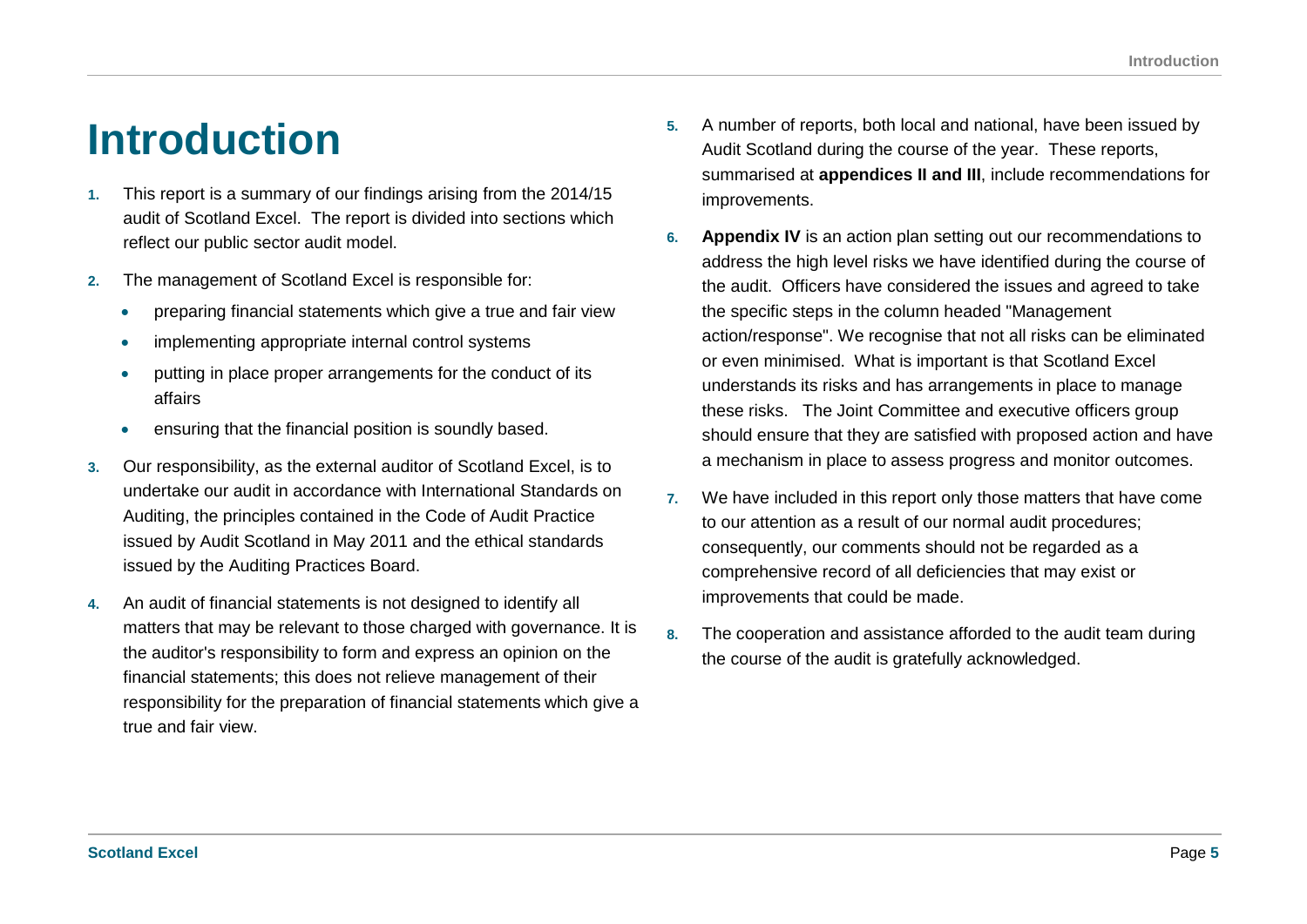# Introduction

1. This report is a summary of our findings arising from the 2014/15 audit of Scotland Excel. The report is divided into sections which reflect our public sector audit model.

2. The management of Scotland Excel is responsible for:
   - preparing financial statements which give a true and fair view
   - implementing appropriate internal control systems
   - putting in place proper arrangements for the conduct of its affairs
   - ensuring that the financial position is soundly based.

3. Our responsibility, as the external auditor of Scotland Excel, is to undertake our audit in accordance with International Standards on Auditing, the principles contained in the Code of Audit Practice issued by Audit Scotland in May 2011 and the ethical standards issued by the Auditing Practices Board.

4. An audit of financial statements is not designed to identify all matters that may be relevant to those charged with governance. It is the auditor's responsibility to form and express an opinion on the financial statements; this does not relieve management of their responsibility for the preparation of financial statements which give a true and fair view.

5. A number of reports, both local and national, have been issued by Audit Scotland during the course of the year. These reports, summarised at **appendices II and III**, include recommendations for improvements.

6. **Appendix IV** is an action plan setting out our recommendations to address the high level risks we have identified during the course of the audit. Officers have considered the issues and agreed to take the specific steps in the column headed "Management action/response". We recognise that not all risks can be eliminated or even minimised. What is important is that Scotland Excel understands its risks and has arrangements in place to manage these risks. The Joint Committee and executive officers group should ensure that they are satisfied with proposed action and have a mechanism in place to assess progress and monitor outcomes.

7. We have included in this report only those matters that have come to our attention as a result of our normal audit procedures; consequently, our comments should not be regarded as a comprehensive record of all deficiencies that may exist or improvements that could be made.

8. The cooperation and assistance afforded to the audit team during the course of the audit is gratefully acknowledged.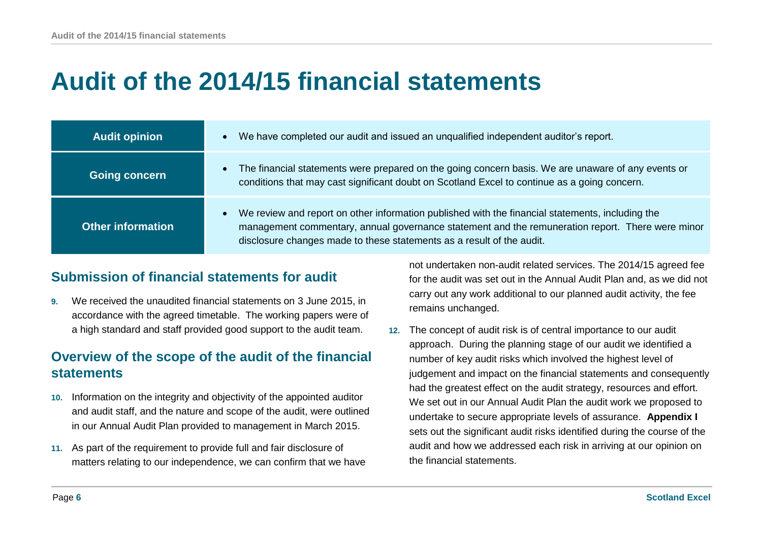# Audit of the 2014/15 financial statements

| | |
|---|---|
| **Audit opinion** | • We have completed our audit and issued an unqualified independent auditor's report. |
| **Going concern** | • The financial statements were prepared on the going concern basis. We are unaware of any events or conditions that may cast significant doubt on Scotland Excel to continue as a going concern. |
| **Other information** | • We review and report on other information published with the financial statements, including the management commentary, annual governance statement and the remuneration report. There were minor disclosure changes made to these statements as a result of the audit. |

## Submission of financial statements for audit

**9.** We received the unaudited financial statements on 3 June 2015, in accordance with the agreed timetable. The working papers were of a high standard and staff provided good support to the audit team.

## Overview of the scope of the audit of the financial statements

**10.** Information on the integrity and objectivity of the appointed auditor and audit staff, and the nature and scope of the audit, were outlined in our Annual Audit Plan provided to management in March 2015.

**11.** As part of the requirement to provide full and fair disclosure of matters relating to our independence, we can confirm that we have not undertaken non-audit related services. The 2014/15 agreed fee for the audit was set out in the Annual Audit Plan and, as we did not carry out any work additional to our planned audit activity, the fee remains unchanged.

**12.** The concept of audit risk is of central importance to our audit approach. During the planning stage of our audit we identified a number of key audit risks which involved the highest level of judgement and impact on the financial statements and consequently had the greatest effect on the audit strategy, resources and effort. We set out in our Annual Audit Plan the audit work we proposed to undertake to secure appropriate levels of assurance. **Appendix I** sets out the significant audit risks identified during the course of the audit and how we addressed each risk in arriving at our opinion on the financial statements.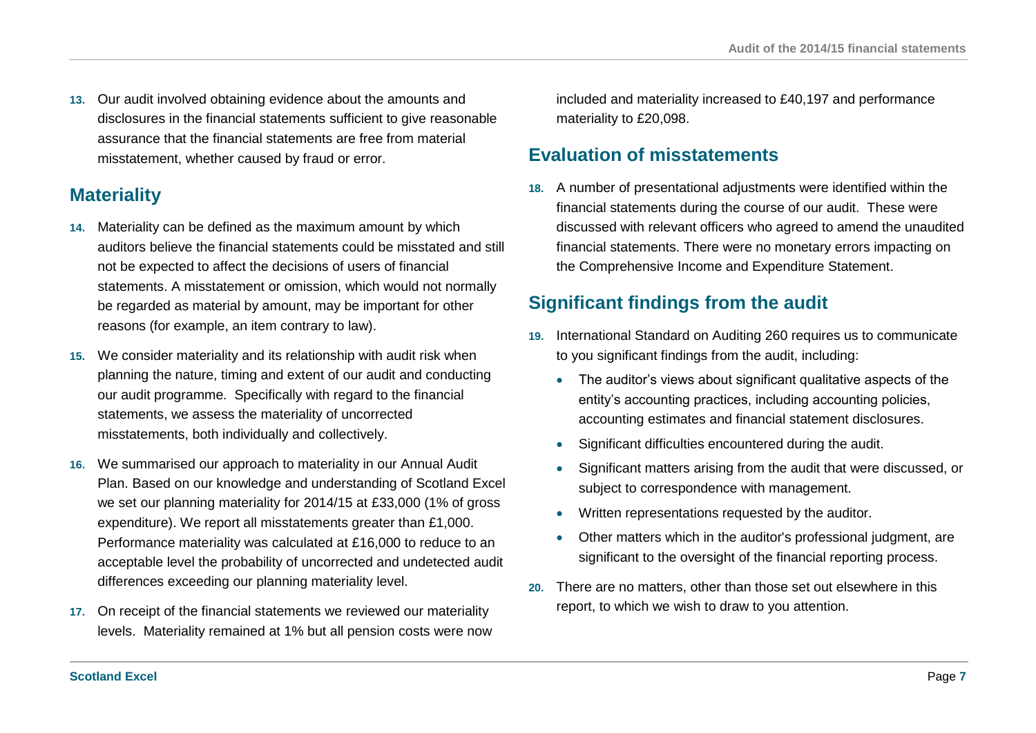13. Our audit involved obtaining evidence about the amounts and disclosures in the financial statements sufficient to give reasonable assurance that the financial statements are free from material misstatement, whether caused by fraud or error.

## Materiality

14. Materiality can be defined as the maximum amount by which auditors believe the financial statements could be misstated and still not be expected to affect the decisions of users of financial statements. A misstatement or omission, which would not normally be regarded as material by amount, may be important for other reasons (for example, an item contrary to law).

15. We consider materiality and its relationship with audit risk when planning the nature, timing and extent of our audit and conducting our audit programme. Specifically with regard to the financial statements, we assess the materiality of uncorrected misstatements, both individually and collectively.

16. We summarised our approach to materiality in our Annual Audit Plan. Based on our knowledge and understanding of Scotland Excel we set our planning materiality for 2014/15 at £33,000 (1% of gross expenditure). We report all misstatements greater than £1,000. Performance materiality was calculated at £16,000 to reduce to an acceptable level the probability of uncorrected and undetected audit differences exceeding our planning materiality level.

17. On receipt of the financial statements we reviewed our materiality levels. Materiality remained at 1% but all pension costs were now included and materiality increased to £40,197 and performance materiality to £20,098.

## Evaluation of misstatements

18. A number of presentational adjustments were identified within the financial statements during the course of our audit. These were discussed with relevant officers who agreed to amend the unaudited financial statements. There were no monetary errors impacting on the Comprehensive Income and Expenditure Statement.

## Significant findings from the audit

19. International Standard on Auditing 260 requires us to communicate to you significant findings from the audit, including:

- The auditor's views about significant qualitative aspects of the entity's accounting practices, including accounting policies, accounting estimates and financial statement disclosures.
- Significant difficulties encountered during the audit.
- Significant matters arising from the audit that were discussed, or subject to correspondence with management.
- Written representations requested by the auditor.
- Other matters which in the auditor's professional judgment, are significant to the oversight of the financial reporting process.

20. There are no matters, other than those set out elsewhere in this report, to which we wish to draw to you attention.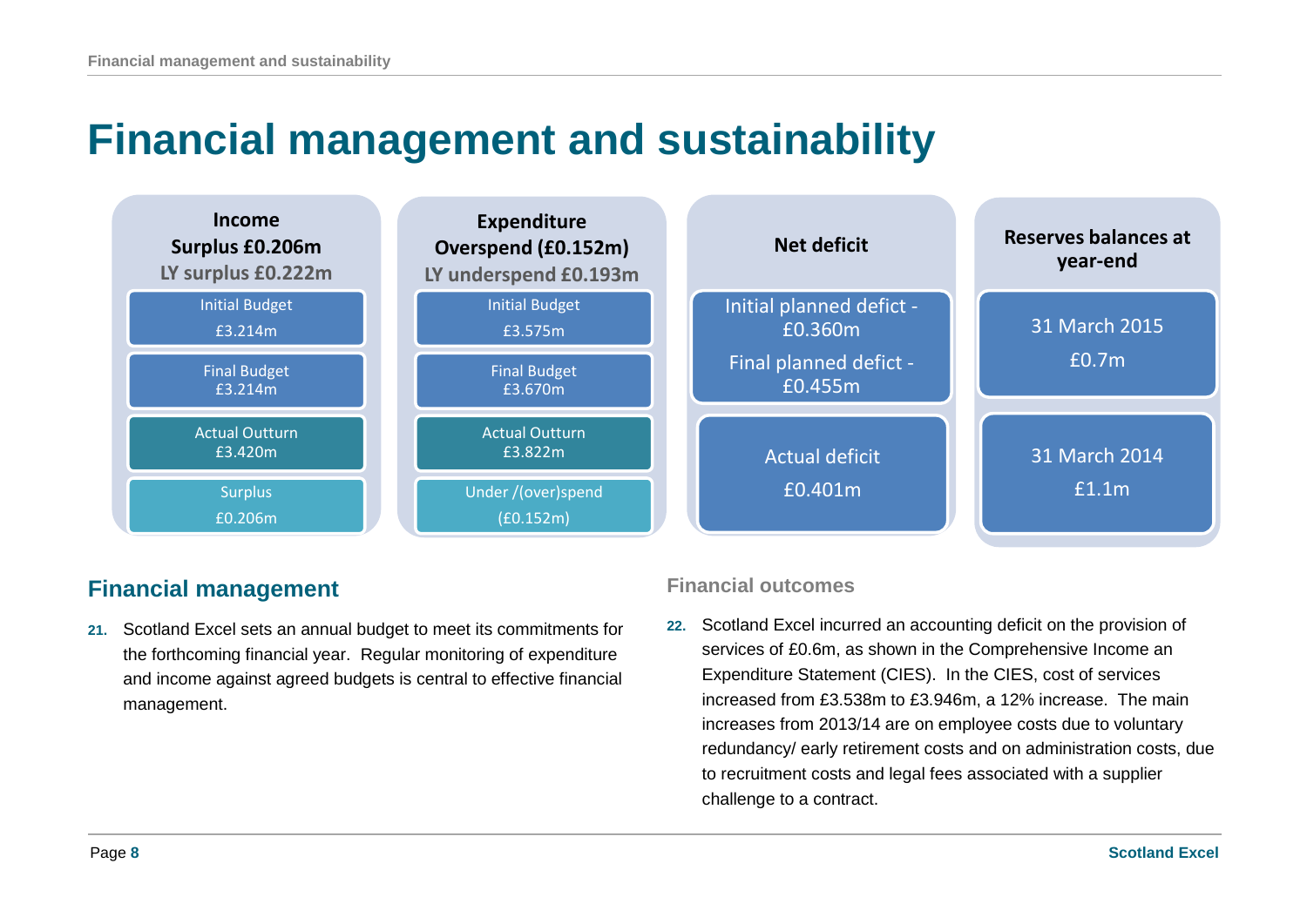# Financial management and sustainability

**Income**
**Surplus £0.206m**
**LY surplus £0.222m**

Initial Budget £3.214m

Final Budget £3.214m

Actual Outturn £3.420m

Surplus £0.206m

**Expenditure**
**Overspend (£0.152m)**
**LY underspend £0.193m**

Initial Budget £3.575m

Final Budget £3.670m

Actual Outturn £3.822m

Under /(over)spend (£0.152m)

**Net deficit**

Initial planned defict - £0.360m

Final planned defict - £0.455m

Actual deficit £0.401m

**Reserves balances at year-end**

31 March 2015 £0.7m

31 March 2014 £1.1m

## Financial management

**21.** Scotland Excel sets an annual budget to meet its commitments for the forthcoming financial year. Regular monitoring of expenditure and income against agreed budgets is central to effective financial management.

### Financial outcomes

**22.** Scotland Excel incurred an accounting deficit on the provision of services of £0.6m, as shown in the Comprehensive Income an Expenditure Statement (CIES). In the CIES, cost of services increased from £3.538m to £3.946m, a 12% increase. The main increases from 2013/14 are on employee costs due to voluntary redundancy/ early retirement costs and on administration costs, due to recruitment costs and legal fees associated with a supplier challenge to a contract.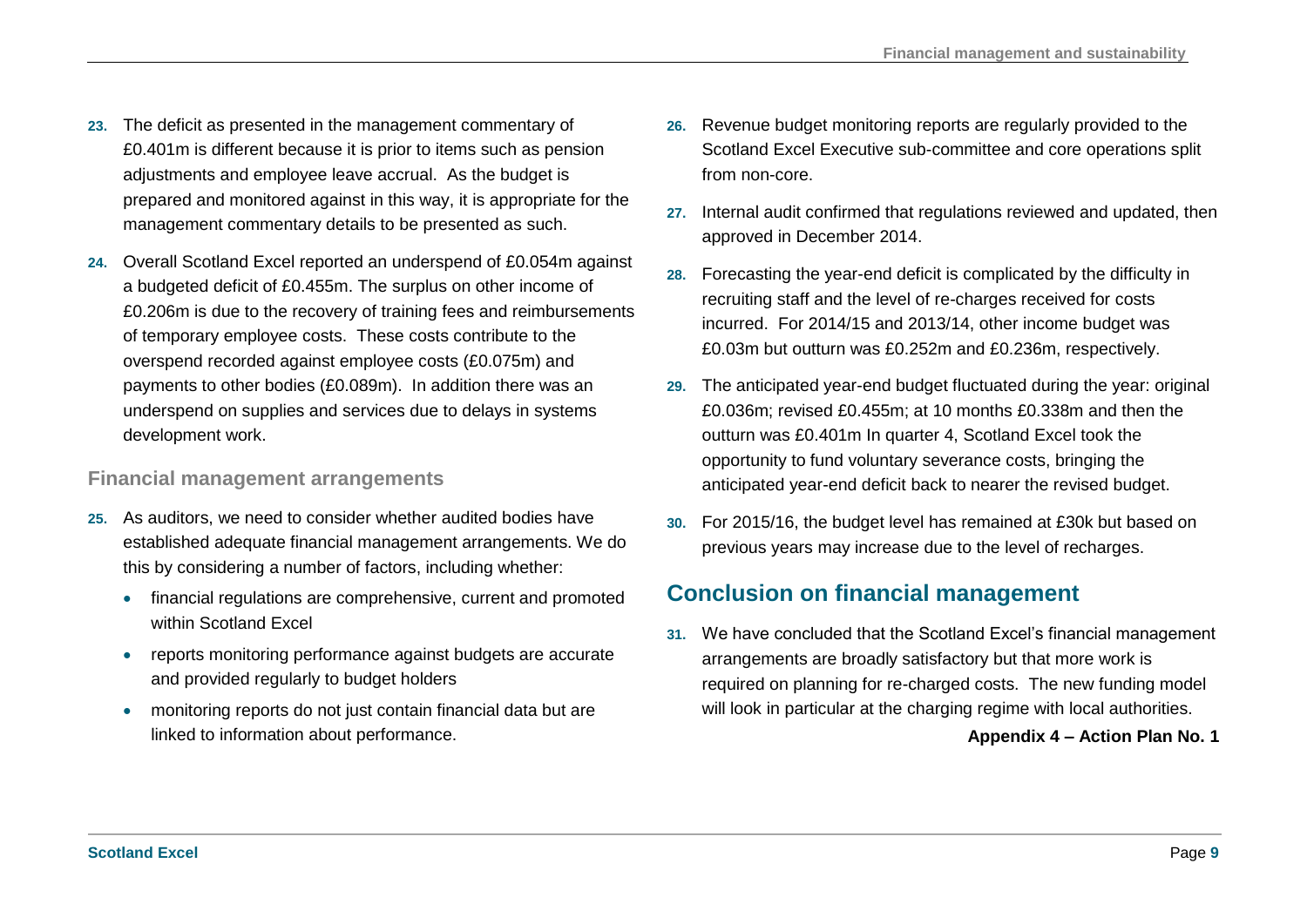23. The deficit as presented in the management commentary of £0.401m is different because it is prior to items such as pension adjustments and employee leave accrual. As the budget is prepared and monitored against in this way, it is appropriate for the management commentary details to be presented as such.

24. Overall Scotland Excel reported an underspend of £0.054m against a budgeted deficit of £0.455m. The surplus on other income of £0.206m is due to the recovery of training fees and reimbursements of temporary employee costs. These costs contribute to the overspend recorded against employee costs (£0.075m) and payments to other bodies (£0.089m). In addition there was an underspend on supplies and services due to delays in systems development work.

### Financial management arrangements

25. As auditors, we need to consider whether audited bodies have established adequate financial management arrangements. We do this by considering a number of factors, including whether:

- financial regulations are comprehensive, current and promoted within Scotland Excel
- reports monitoring performance against budgets are accurate and provided regularly to budget holders
- monitoring reports do not just contain financial data but are linked to information about performance.

26. Revenue budget monitoring reports are regularly provided to the Scotland Excel Executive sub-committee and core operations split from non-core.

27. Internal audit confirmed that regulations reviewed and updated, then approved in December 2014.

28. Forecasting the year-end deficit is complicated by the difficulty in recruiting staff and the level of re-charges received for costs incurred. For 2014/15 and 2013/14, other income budget was £0.03m but outturn was £0.252m and £0.236m, respectively.

29. The anticipated year-end budget fluctuated during the year: original £0.036m; revised £0.455m; at 10 months £0.338m and then the outturn was £0.401m In quarter 4, Scotland Excel took the opportunity to fund voluntary severance costs, bringing the anticipated year-end deficit back to nearer the revised budget.

30. For 2015/16, the budget level has remained at £30k but based on previous years may increase due to the level of recharges.

## Conclusion on financial management

31. We have concluded that the Scotland Excel's financial management arrangements are broadly satisfactory but that more work is required on planning for re-charged costs. The new funding model will look in particular at the charging regime with local authorities.

**Appendix 4 – Action Plan No. 1**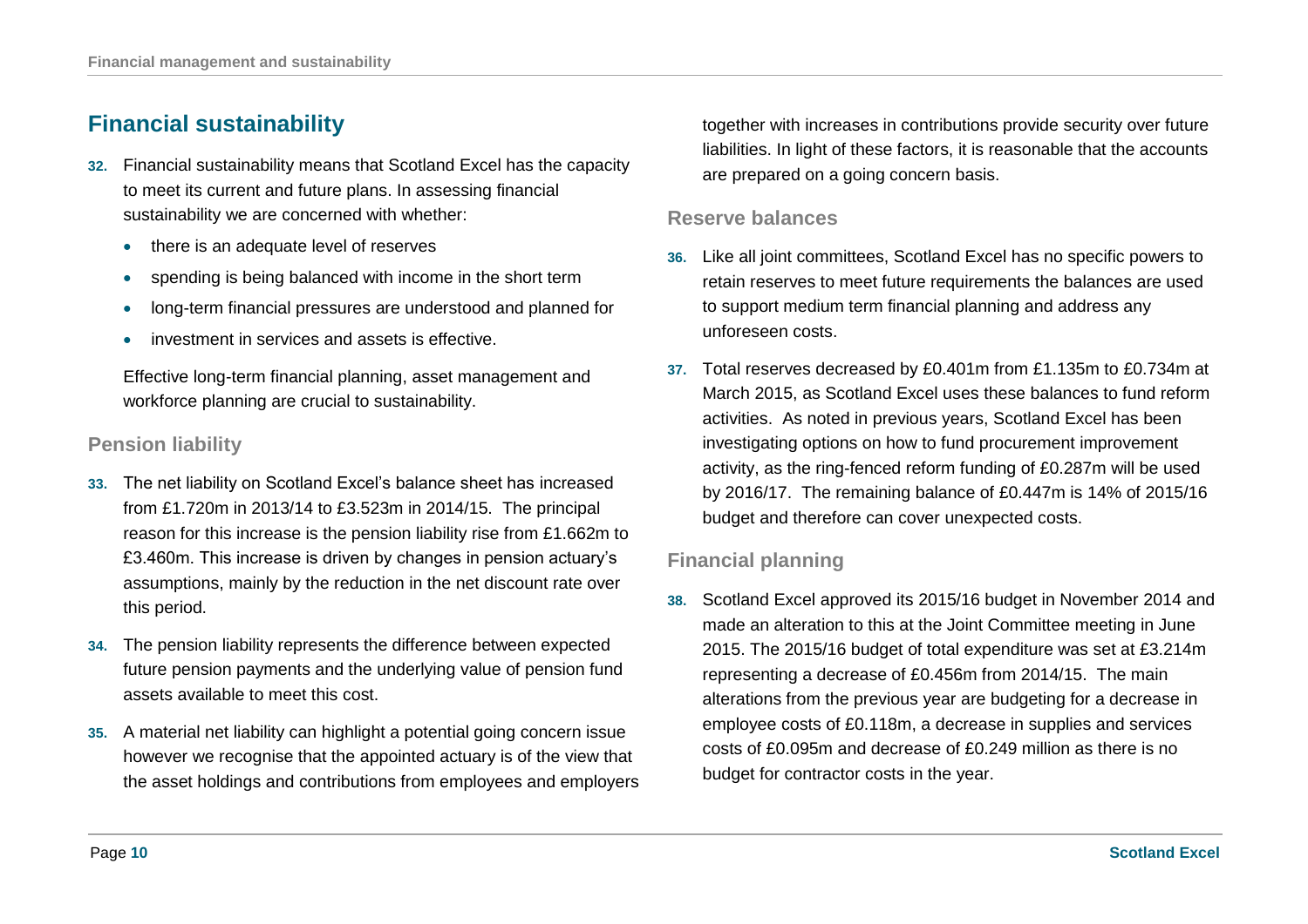## Financial sustainability

**32.** Financial sustainability means that Scotland Excel has the capacity to meet its current and future plans. In assessing financial sustainability we are concerned with whether:

- there is an adequate level of reserves
- spending is being balanced with income in the short term
- long-term financial pressures are understood and planned for
- investment in services and assets is effective.

Effective long-term financial planning, asset management and workforce planning are crucial to sustainability.

### Pension liability

**33.** The net liability on Scotland Excel's balance sheet has increased from £1.720m in 2013/14 to £3.523m in 2014/15. The principal reason for this increase is the pension liability rise from £1.662m to £3.460m. This increase is driven by changes in pension actuary's assumptions, mainly by the reduction in the net discount rate over this period.

**34.** The pension liability represents the difference between expected future pension payments and the underlying value of pension fund assets available to meet this cost.

**35.** A material net liability can highlight a potential going concern issue however we recognise that the appointed actuary is of the view that the asset holdings and contributions from employees and employers together with increases in contributions provide security over future liabilities. In light of these factors, it is reasonable that the accounts are prepared on a going concern basis.

### Reserve balances

**36.** Like all joint committees, Scotland Excel has no specific powers to retain reserves to meet future requirements the balances are used to support medium term financial planning and address any unforeseen costs.

**37.** Total reserves decreased by £0.401m from £1.135m to £0.734m at March 2015, as Scotland Excel uses these balances to fund reform activities. As noted in previous years, Scotland Excel has been investigating options on how to fund procurement improvement activity, as the ring-fenced reform funding of £0.287m will be used by 2016/17. The remaining balance of £0.447m is 14% of 2015/16 budget and therefore can cover unexpected costs.

### Financial planning

**38.** Scotland Excel approved its 2015/16 budget in November 2014 and made an alteration to this at the Joint Committee meeting in June 2015. The 2015/16 budget of total expenditure was set at £3.214m representing a decrease of £0.456m from 2014/15. The main alterations from the previous year are budgeting for a decrease in employee costs of £0.118m, a decrease in supplies and services costs of £0.095m and decrease of £0.249 million as there is no budget for contractor costs in the year.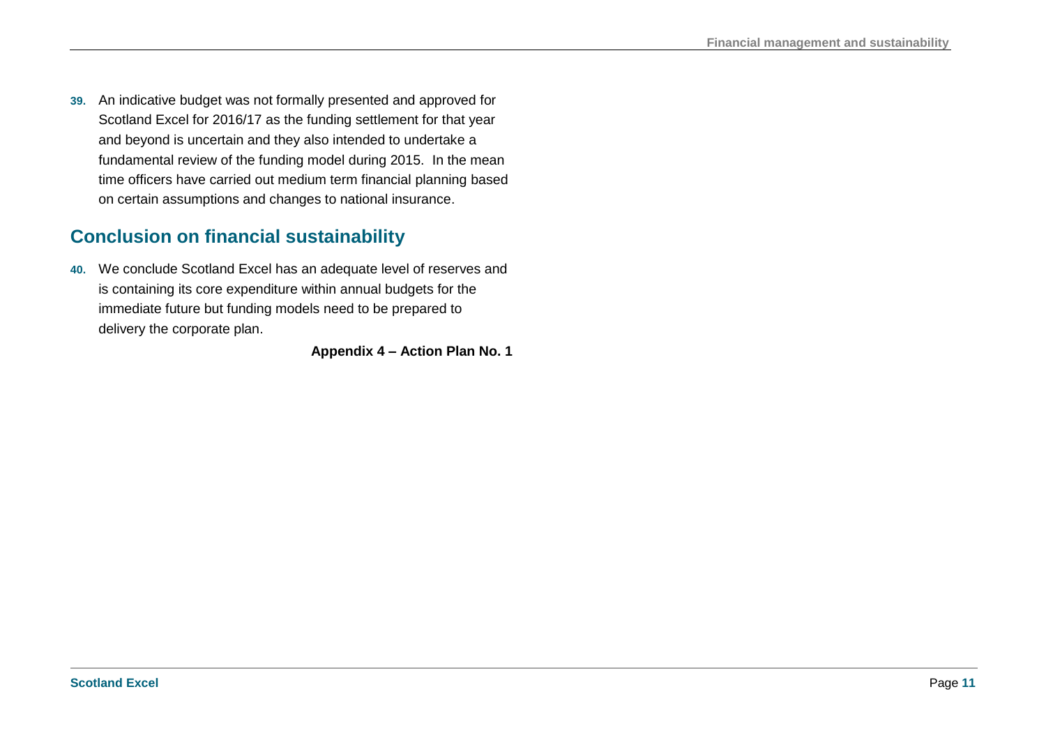39. An indicative budget was not formally presented and approved for Scotland Excel for 2016/17 as the funding settlement for that year and beyond is uncertain and they also intended to undertake a fundamental review of the funding model during 2015. In the mean time officers have carried out medium term financial planning based on certain assumptions and changes to national insurance.

## Conclusion on financial sustainability

40. We conclude Scotland Excel has an adequate level of reserves and is containing its core expenditure within annual budgets for the immediate future but funding models need to be prepared to delivery the corporate plan.

**Appendix 4 – Action Plan No. 1**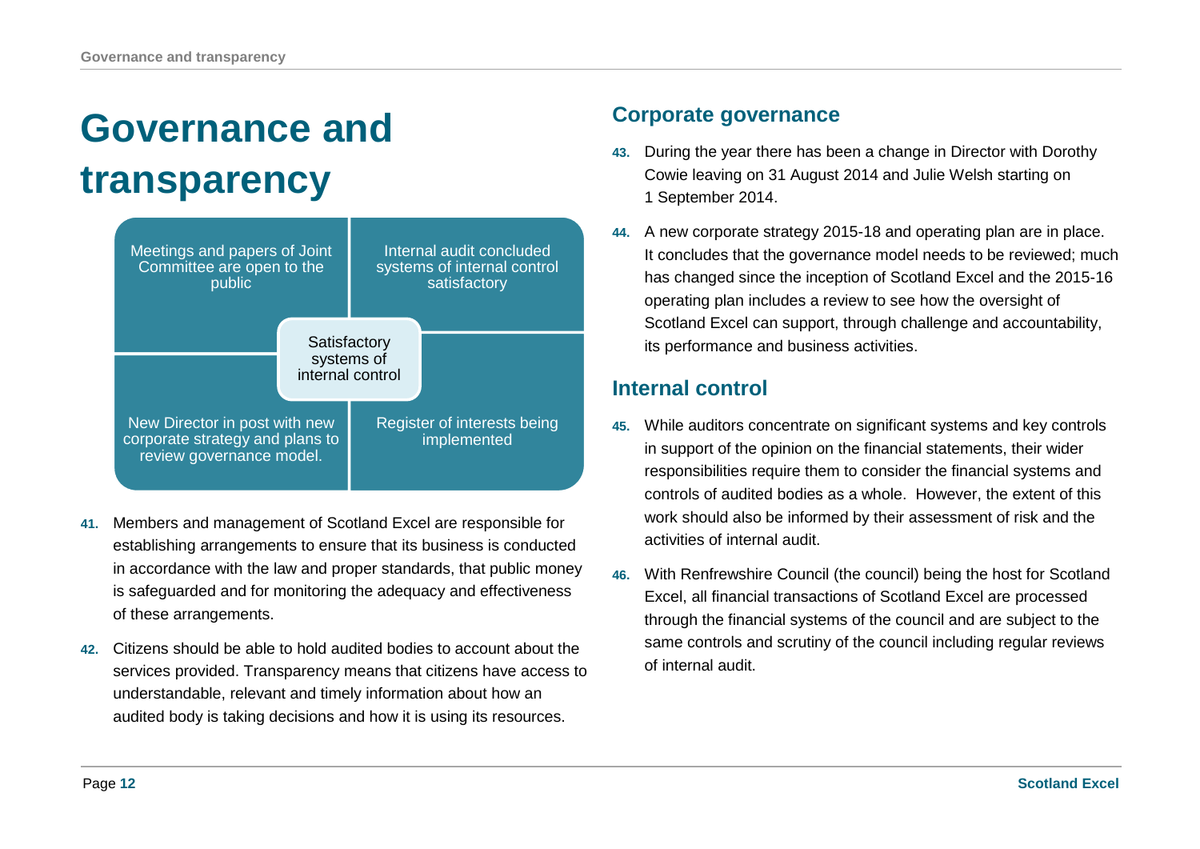# Governance and transparency

Meetings and papers of Joint Committee are open to the public

Internal audit concluded systems of internal control satisfactory

Satisfactory systems of internal control

New Director in post with new corporate strategy and plans to review governance model.

Register of interests being implemented

**41.** Members and management of Scotland Excel are responsible for establishing arrangements to ensure that its business is conducted in accordance with the law and proper standards, that public money is safeguarded and for monitoring the adequacy and effectiveness of these arrangements.

**42.** Citizens should be able to hold audited bodies to account about the services provided. Transparency means that citizens have access to understandable, relevant and timely information about how an audited body is taking decisions and how it is using its resources.

## Corporate governance

**43.** During the year there has been a change in Director with Dorothy Cowie leaving on 31 August 2014 and Julie Welsh starting on 1 September 2014.

**44.** A new corporate strategy 2015-18 and operating plan are in place. It concludes that the governance model needs to be reviewed; much has changed since the inception of Scotland Excel and the 2015-16 operating plan includes a review to see how the oversight of Scotland Excel can support, through challenge and accountability, its performance and business activities.

## Internal control

**45.** While auditors concentrate on significant systems and key controls in support of the opinion on the financial statements, their wider responsibilities require them to consider the financial systems and controls of audited bodies as a whole. However, the extent of this work should also be informed by their assessment of risk and the activities of internal audit.

**46.** With Renfrewshire Council (the council) being the host for Scotland Excel, all financial transactions of Scotland Excel are processed through the financial systems of the council and are subject to the same controls and scrutiny of the council including regular reviews of internal audit.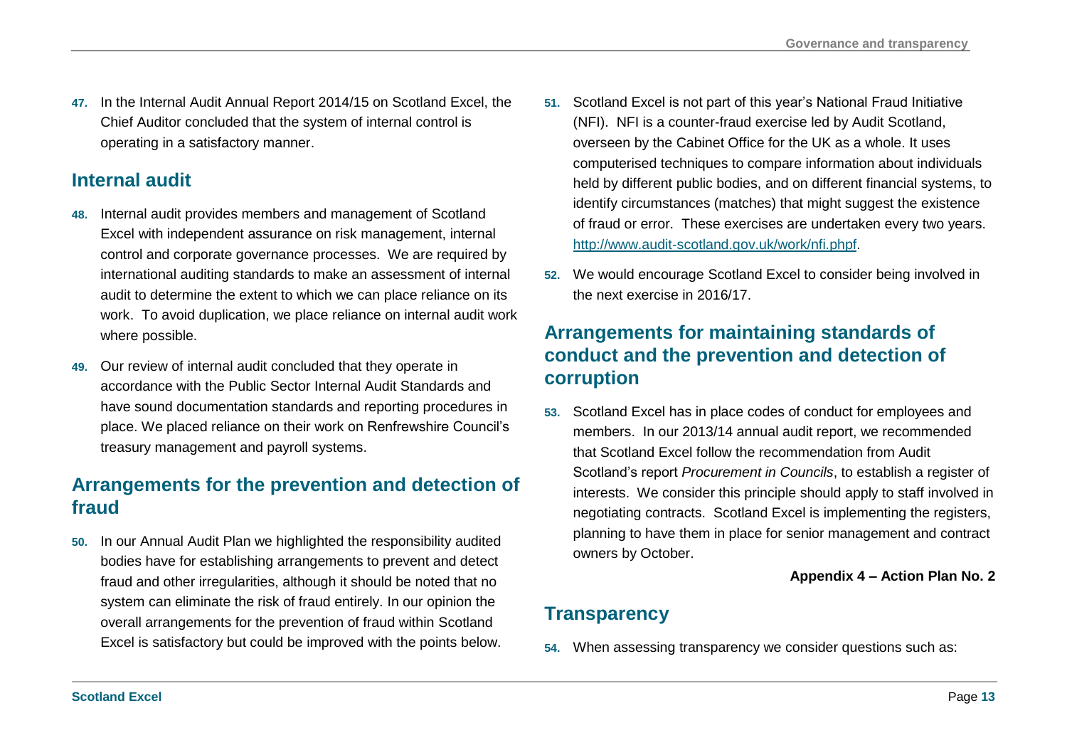47. In the Internal Audit Annual Report 2014/15 on Scotland Excel, the Chief Auditor concluded that the system of internal control is operating in a satisfactory manner.

## Internal audit

48. Internal audit provides members and management of Scotland Excel with independent assurance on risk management, internal control and corporate governance processes. We are required by international auditing standards to make an assessment of internal audit to determine the extent to which we can place reliance on its work. To avoid duplication, we place reliance on internal audit work where possible.

49. Our review of internal audit concluded that they operate in accordance with the Public Sector Internal Audit Standards and have sound documentation standards and reporting procedures in place. We placed reliance on their work on Renfrewshire Council's treasury management and payroll systems.

## Arrangements for the prevention and detection of fraud

50. In our Annual Audit Plan we highlighted the responsibility audited bodies have for establishing arrangements to prevent and detect fraud and other irregularities, although it should be noted that no system can eliminate the risk of fraud entirely. In our opinion the overall arrangements for the prevention of fraud within Scotland Excel is satisfactory but could be improved with the points below.

51. Scotland Excel is not part of this year's National Fraud Initiative (NFI). NFI is a counter-fraud exercise led by Audit Scotland, overseen by the Cabinet Office for the UK as a whole. It uses computerised techniques to compare information about individuals held by different public bodies, and on different financial systems, to identify circumstances (matches) that might suggest the existence of fraud or error. These exercises are undertaken every two years. http://www.audit-scotland.gov.uk/work/nfi.phpf.

52. We would encourage Scotland Excel to consider being involved in the next exercise in 2016/17.

## Arrangements for maintaining standards of conduct and the prevention and detection of corruption

53. Scotland Excel has in place codes of conduct for employees and members. In our 2013/14 annual audit report, we recommended that Scotland Excel follow the recommendation from Audit Scotland's report *Procurement in Councils*, to establish a register of interests. We consider this principle should apply to staff involved in negotiating contracts. Scotland Excel is implementing the registers, planning to have them in place for senior management and contract owners by October.

**Appendix 4 – Action Plan No. 2**

## Transparency

54. When assessing transparency we consider questions such as: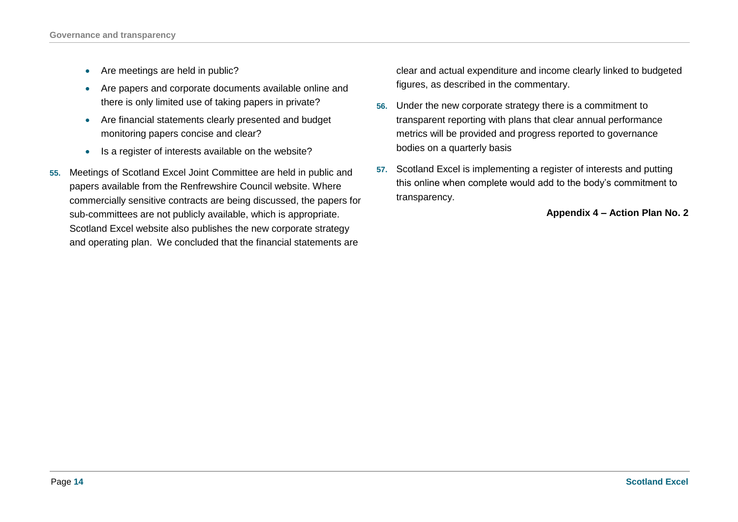- Are meetings are held in public?
- Are papers and corporate documents available online and there is only limited use of taking papers in private?
- Are financial statements clearly presented and budget monitoring papers concise and clear?
- Is a register of interests available on the website?

**55.** Meetings of Scotland Excel Joint Committee are held in public and papers available from the Renfrewshire Council website. Where commercially sensitive contracts are being discussed, the papers for sub-committees are not publicly available, which is appropriate. Scotland Excel website also publishes the new corporate strategy and operating plan. We concluded that the financial statements are clear and actual expenditure and income clearly linked to budgeted figures, as described in the commentary.

**56.** Under the new corporate strategy there is a commitment to transparent reporting with plans that clear annual performance metrics will be provided and progress reported to governance bodies on a quarterly basis

**57.** Scotland Excel is implementing a register of interests and putting this online when complete would add to the body's commitment to transparency.

**Appendix 4 – Action Plan No. 2**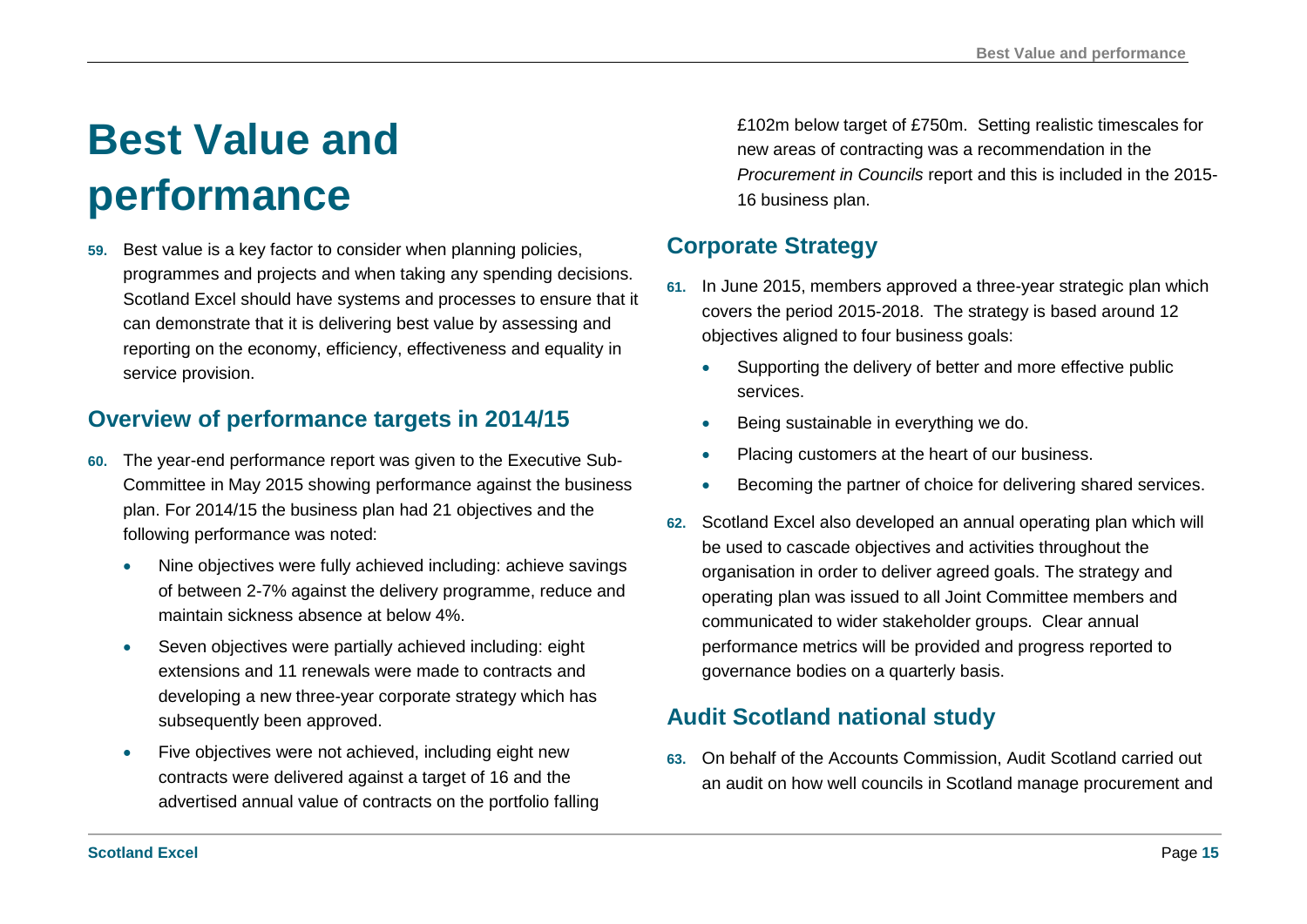# Best Value and performance

**59.** Best value is a key factor to consider when planning policies, programmes and projects and when taking any spending decisions. Scotland Excel should have systems and processes to ensure that it can demonstrate that it is delivering best value by assessing and reporting on the economy, efficiency, effectiveness and equality in service provision.

## Overview of performance targets in 2014/15

**60.** The year-end performance report was given to the Executive Sub-Committee in May 2015 showing performance against the business plan. For 2014/15 the business plan had 21 objectives and the following performance was noted:

- Nine objectives were fully achieved including: achieve savings of between 2-7% against the delivery programme, reduce and maintain sickness absence at below 4%.
- Seven objectives were partially achieved including: eight extensions and 11 renewals were made to contracts and developing a new three-year corporate strategy which has subsequently been approved.
- Five objectives were not achieved, including eight new contracts were delivered against a target of 16 and the advertised annual value of contracts on the portfolio falling £102m below target of £750m. Setting realistic timescales for new areas of contracting was a recommendation in the *Procurement in Councils* report and this is included in the 2015-16 business plan.

## Corporate Strategy

**61.** In June 2015, members approved a three-year strategic plan which covers the period 2015-2018. The strategy is based around 12 objectives aligned to four business goals:

- Supporting the delivery of better and more effective public services.
- Being sustainable in everything we do.
- Placing customers at the heart of our business.
- Becoming the partner of choice for delivering shared services.

**62.** Scotland Excel also developed an annual operating plan which will be used to cascade objectives and activities throughout the organisation in order to deliver agreed goals. The strategy and operating plan was issued to all Joint Committee members and communicated to wider stakeholder groups. Clear annual performance metrics will be provided and progress reported to governance bodies on a quarterly basis.

## Audit Scotland national study

**63.** On behalf of the Accounts Commission, Audit Scotland carried out an audit on how well councils in Scotland manage procurement and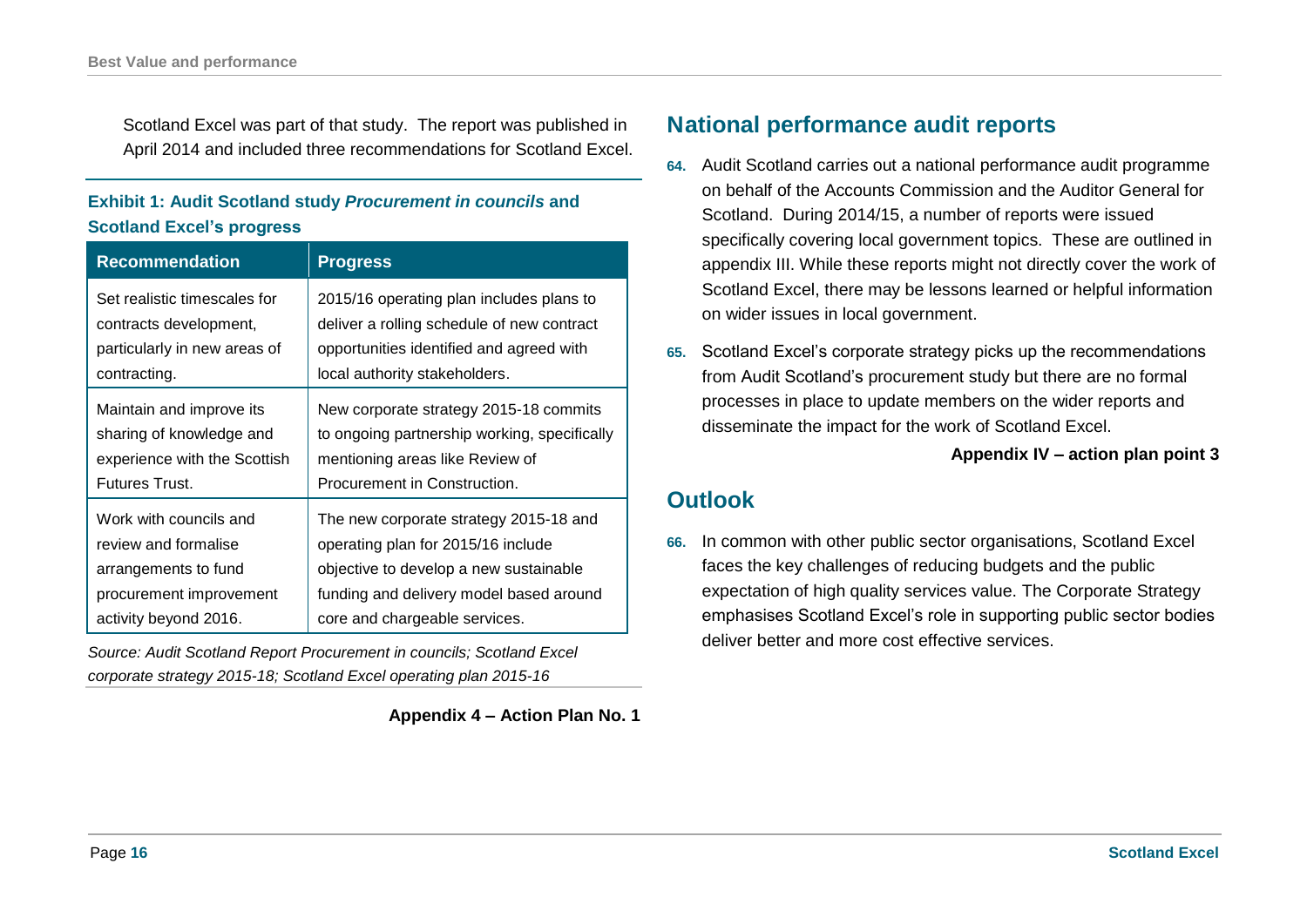Scotland Excel was part of that study. The report was published in April 2014 and included three recommendations for Scotland Excel.

**Exhibit 1: Audit Scotland study *Procurement in councils* and Scotland Excel's progress**

| Recommendation | Progress |
|---|---|
| Set realistic timescales for contracts development, particularly in new areas of contracting. | 2015/16 operating plan includes plans to deliver a rolling schedule of new contract opportunities identified and agreed with local authority stakeholders. |
| Maintain and improve its sharing of knowledge and experience with the Scottish Futures Trust. | New corporate strategy 2015-18 commits to ongoing partnership working, specifically mentioning areas like Review of Procurement in Construction. |
| Work with councils and review and formalise arrangements to fund procurement improvement activity beyond 2016. | The new corporate strategy 2015-18 and operating plan for 2015/16 include objective to develop a new sustainable funding and delivery model based around core and chargeable services. |

*Source: Audit Scotland Report Procurement in councils; Scotland Excel corporate strategy 2015-18; Scotland Excel operating plan 2015-16*

**Appendix 4 – Action Plan No. 1**

## National performance audit reports

**64.** Audit Scotland carries out a national performance audit programme on behalf of the Accounts Commission and the Auditor General for Scotland. During 2014/15, a number of reports were issued specifically covering local government topics. These are outlined in appendix III. While these reports might not directly cover the work of Scotland Excel, there may be lessons learned or helpful information on wider issues in local government.

**65.** Scotland Excel's corporate strategy picks up the recommendations from Audit Scotland's procurement study but there are no formal processes in place to update members on the wider reports and disseminate the impact for the work of Scotland Excel.

**Appendix IV – action plan point 3**

## Outlook

**66.** In common with other public sector organisations, Scotland Excel faces the key challenges of reducing budgets and the public expectation of high quality services value. The Corporate Strategy emphasises Scotland Excel's role in supporting public sector bodies deliver better and more cost effective services.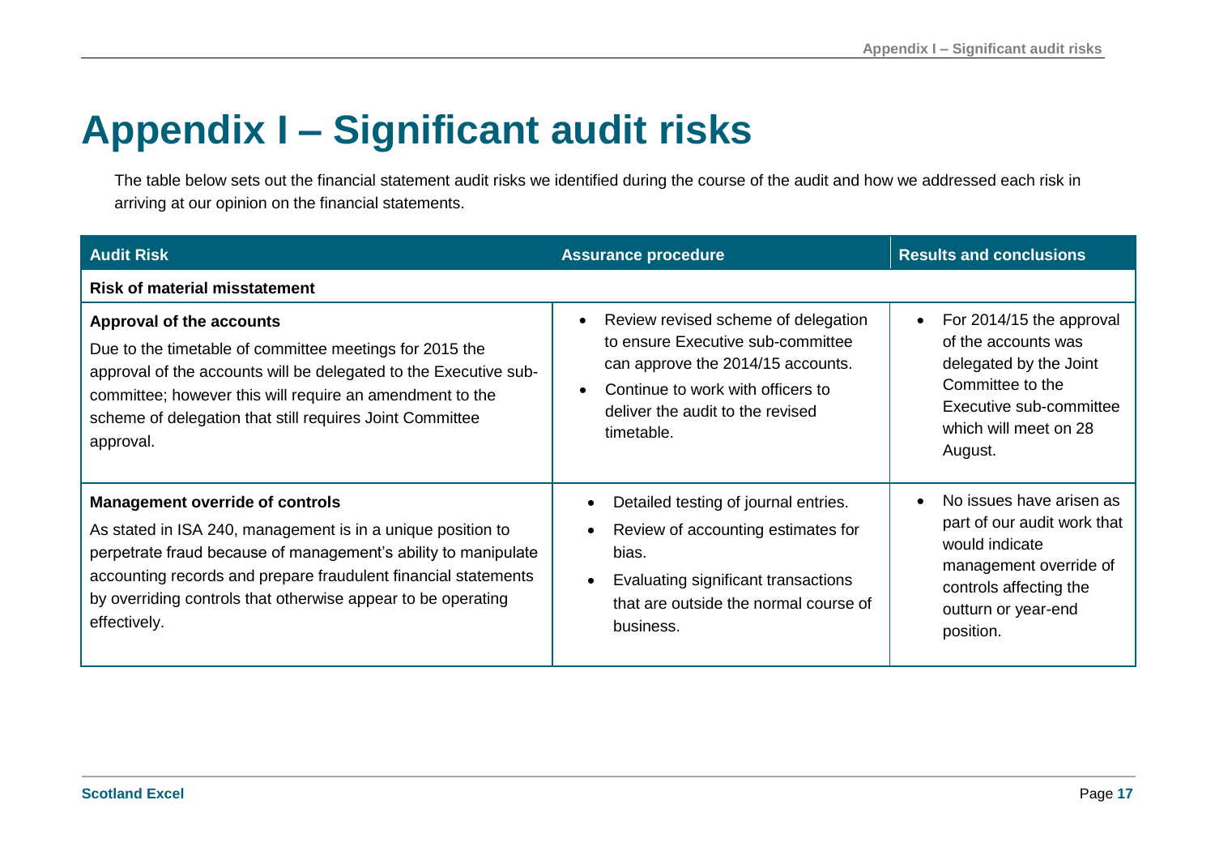# Appendix I – Significant audit risks

The table below sets out the financial statement audit risks we identified during the course of the audit and how we addressed each risk in arriving at our opinion on the financial statements.

| Audit Risk | Assurance procedure | Results and conclusions |
|---|---|---|
| **Risk of material misstatement** | | |
| **Approval of the accounts**<br>Due to the timetable of committee meetings for 2015 the approval of the accounts will be delegated to the Executive sub-committee; however this will require an amendment to the scheme of delegation that still requires Joint Committee approval. | • Review revised scheme of delegation to ensure Executive sub-committee can approve the 2014/15 accounts.<br>• Continue to work with officers to deliver the audit to the revised timetable. | • For 2014/15 the approval of the accounts was delegated by the Joint Committee to the Executive sub-committee which will meet on 28 August. |
| **Management override of controls**<br>As stated in ISA 240, management is in a unique position to perpetrate fraud because of management's ability to manipulate accounting records and prepare fraudulent financial statements by overriding controls that otherwise appear to be operating effectively. | • Detailed testing of journal entries.<br>• Review of accounting estimates for bias.<br>• Evaluating significant transactions that are outside the normal course of business. | • No issues have arisen as part of our audit work that would indicate management override of controls affecting the outturn or year-end position. |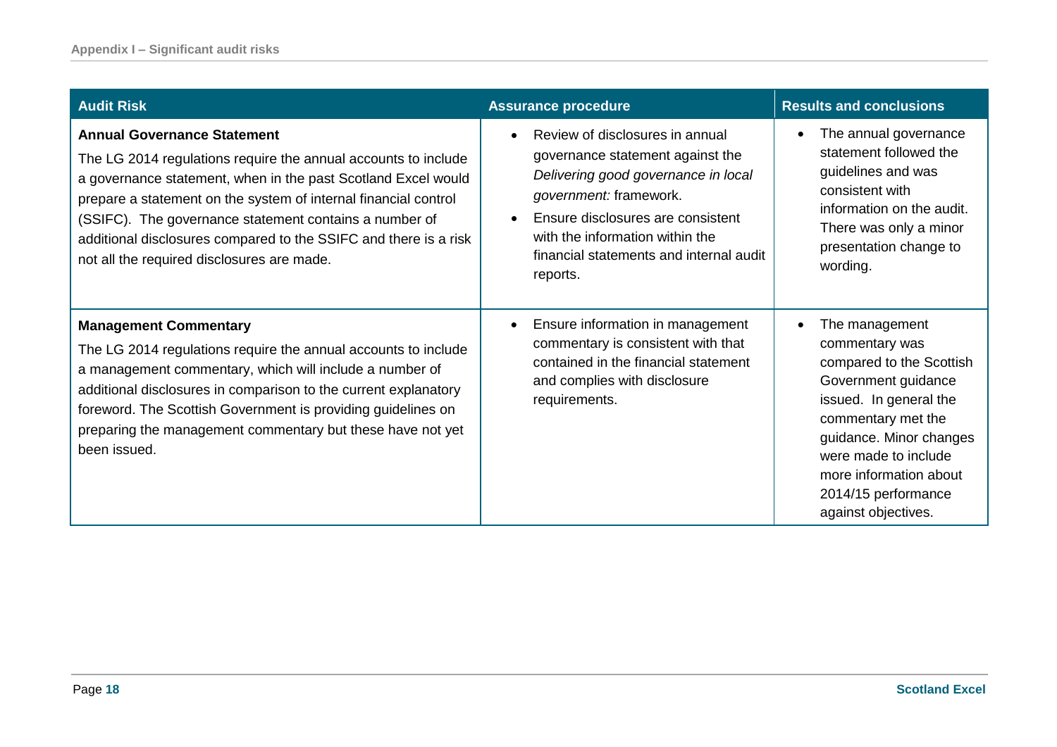## Appendix I – Significant audit risks

| Audit Risk | Assurance procedure | Results and conclusions |
| --- | --- | --- |
| **Annual Governance Statement**<br>The LG 2014 regulations require the annual accounts to include a governance statement, when in the past Scotland Excel would prepare a statement on the system of internal financial control (SSIFC). The governance statement contains a number of additional disclosures compared to the SSIFC and there is a risk not all the required disclosures are made. | • Review of disclosures in annual governance statement against the *Delivering good governance in local government:* framework.<br>• Ensure disclosures are consistent with the information within the financial statements and internal audit reports. | • The annual governance statement followed the guidelines and was consistent with information on the audit. There was only a minor presentation change to wording. |
| **Management Commentary**<br>The LG 2014 regulations require the annual accounts to include a management commentary, which will include a number of additional disclosures in comparison to the current explanatory foreword. The Scottish Government is providing guidelines on preparing the management commentary but these have not yet been issued. | • Ensure information in management commentary is consistent with that contained in the financial statement and complies with disclosure requirements. | • The management commentary was compared to the Scottish Government guidance issued. In general the commentary met the guidance. Minor changes were made to include more information about 2014/15 performance against objectives. |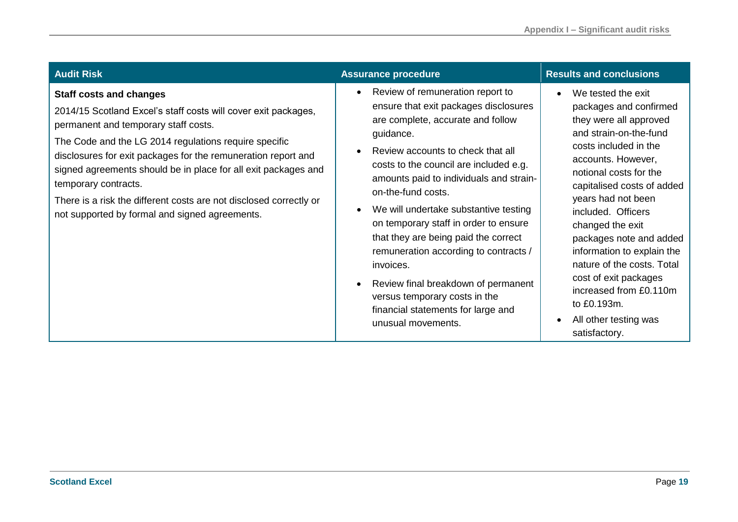| Audit Risk | Assurance procedure | Results and conclusions |
|---|---|---|
| **Staff costs and changes**<br>2014/15 Scotland Excel's staff costs will cover exit packages, permanent and temporary staff costs.<br>The Code and the LG 2014 regulations require specific disclosures for exit packages for the remuneration report and signed agreements should be in place for all exit packages and temporary contracts.<br>There is a risk the different costs are not disclosed correctly or not supported by formal and signed agreements. | • Review of remuneration report to ensure that exit packages disclosures are complete, accurate and follow guidance.<br>• Review accounts to check that all costs to the council are included e.g. amounts paid to individuals and strain-on-the-fund costs.<br>• We will undertake substantive testing on temporary staff in order to ensure that they are being paid the correct remuneration according to contracts / invoices.<br>• Review final breakdown of permanent versus temporary costs in the financial statements for large and unusual movements. | • We tested the exit packages and confirmed they were all approved and strain-on-the-fund costs included in the accounts. However, notional costs for the capitalised costs of added years had not been included. Officers changed the exit packages note and added information to explain the nature of the costs. Total cost of exit packages increased from £0.110m to £0.193m.<br>• All other testing was satisfactory. |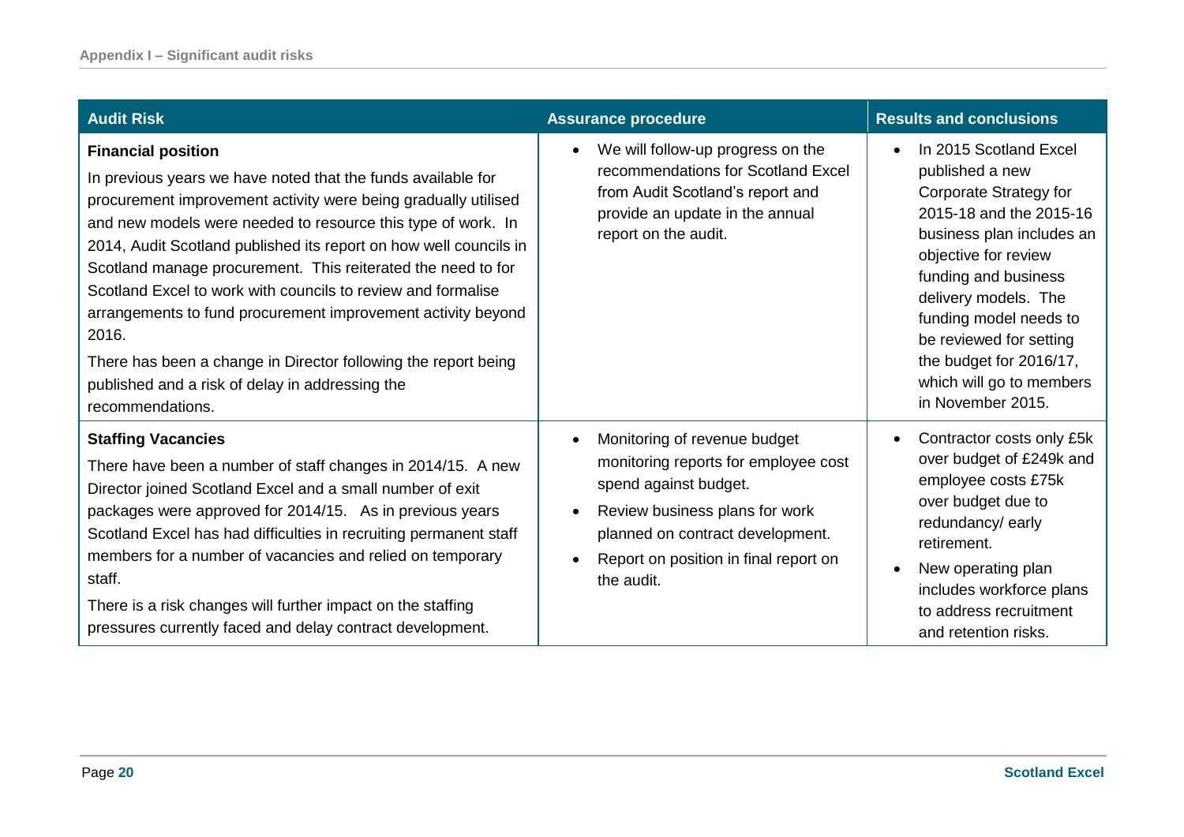## Appendix I – Significant audit risks

| Audit Risk | Assurance procedure | Results and conclusions |
| --- | --- | --- |
| **Financial position**<br>In previous years we have noted that the funds available for procurement improvement activity were being gradually utilised and new models were needed to resource this type of work. In 2014, Audit Scotland published its report on how well councils in Scotland manage procurement. This reiterated the need to for Scotland Excel to work with councils to review and formalise arrangements to fund procurement improvement activity beyond 2016.<br>There has been a change in Director following the report being published and a risk of delay in addressing the recommendations. | • We will follow-up progress on the recommendations for Scotland Excel from Audit Scotland's report and provide an update in the annual report on the audit. | • In 2015 Scotland Excel published a new Corporate Strategy for 2015-18 and the 2015-16 business plan includes an objective for review funding and business delivery models. The funding model needs to be reviewed for setting the budget for 2016/17, which will go to members in November 2015. |
| **Staffing Vacancies**<br>There have been a number of staff changes in 2014/15. A new Director joined Scotland Excel and a small number of exit packages were approved for 2014/15. As in previous years Scotland Excel has had difficulties in recruiting permanent staff members for a number of vacancies and relied on temporary staff.<br>There is a risk changes will further impact on the staffing pressures currently faced and delay contract development. | • Monitoring of revenue budget monitoring reports for employee cost spend against budget.<br>• Review business plans for work planned on contract development.<br>• Report on position in final report on the audit. | • Contractor costs only £5k over budget of £249k and employee costs £75k over budget due to redundancy/ early retirement.<br>• New operating plan includes workforce plans to address recruitment and retention risks. |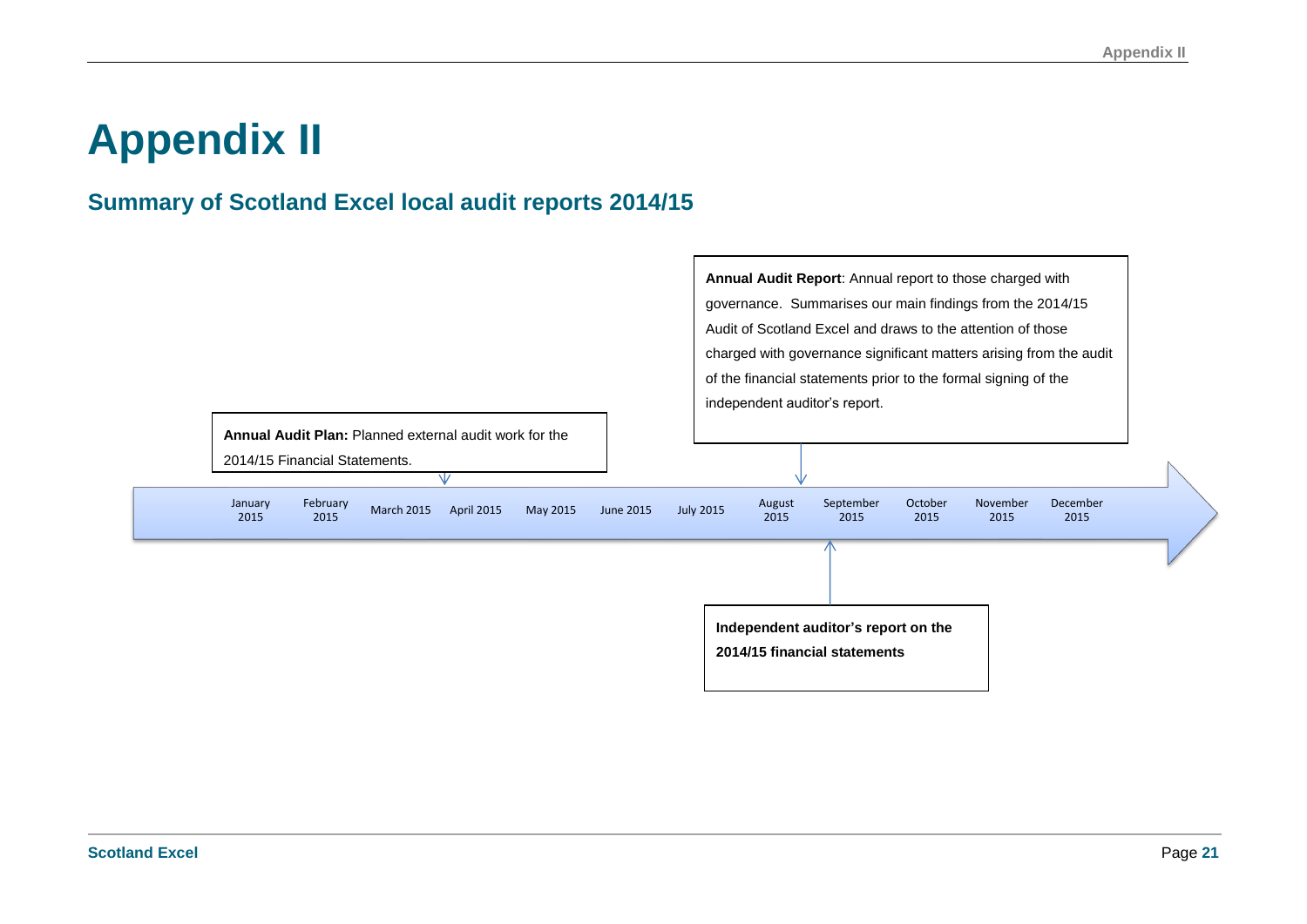# Appendix II

## Summary of Scotland Excel local audit reports 2014/15

**Annual Audit Plan:** Planned external audit work for the 2014/15 Financial Statements.

**Annual Audit Report**: Annual report to those charged with governance. Summarises our main findings from the 2014/15 Audit of Scotland Excel and draws to the attention of those charged with governance significant matters arising from the audit of the financial statements prior to the formal signing of the independent auditor's report.

January 2015
February 2015
March 2015
April 2015
May 2015
June 2015
July 2015
August 2015
September 2015
October 2015
November 2015
December 2015

**Independent auditor's report on the 2014/15 financial statements**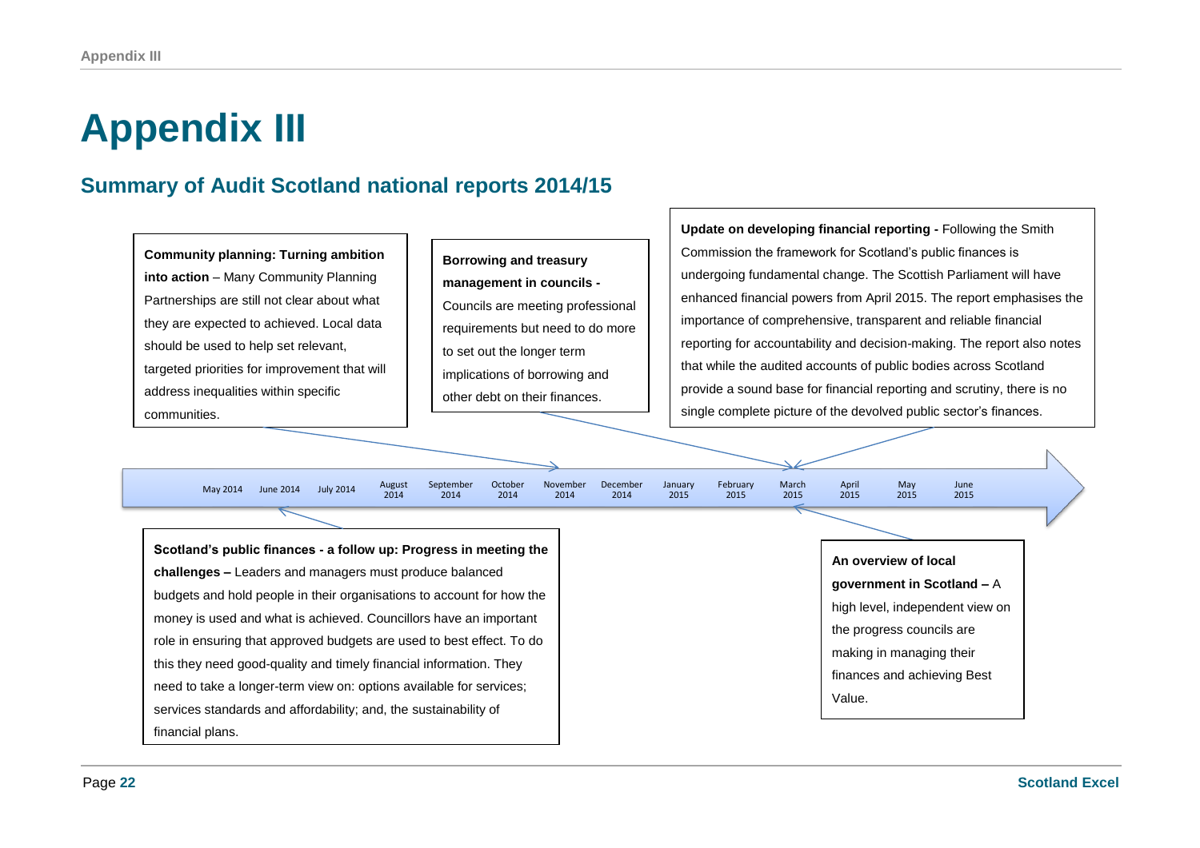# Appendix III

## Summary of Audit Scotland national reports 2014/15

**Community planning: Turning ambition into action** – Many Community Planning Partnerships are still not clear about what they are expected to achieved. Local data should be used to help set relevant, targeted priorities for improvement that will address inequalities within specific communities.

**Borrowing and treasury management in councils -** Councils are meeting professional requirements but need to do more to set out the longer term implications of borrowing and other debt on their finances.

**Update on developing financial reporting -** Following the Smith Commission the framework for Scotland's public finances is undergoing fundamental change. The Scottish Parliament will have enhanced financial powers from April 2015. The report emphasises the importance of comprehensive, transparent and reliable financial reporting for accountability and decision-making. The report also notes that while the audited accounts of public bodies across Scotland provide a sound base for financial reporting and scrutiny, there is no single complete picture of the devolved public sector's finances.

May 2014
June 2014
July 2014
August 2014
September 2014
October 2014
November 2014
December 2014
January 2015
February 2015
March 2015
April 2015
May 2015
June 2015

**Scotland's public finances - a follow up: Progress in meeting the challenges –** Leaders and managers must produce balanced budgets and hold people in their organisations to account for how the money is used and what is achieved. Councillors have an important role in ensuring that approved budgets are used to best effect. To do this they need good-quality and timely financial information. They need to take a longer-term view on: options available for services; services standards and affordability; and, the sustainability of financial plans.

**An overview of local government in Scotland –** A high level, independent view on the progress councils are making in managing their finances and achieving Best Value.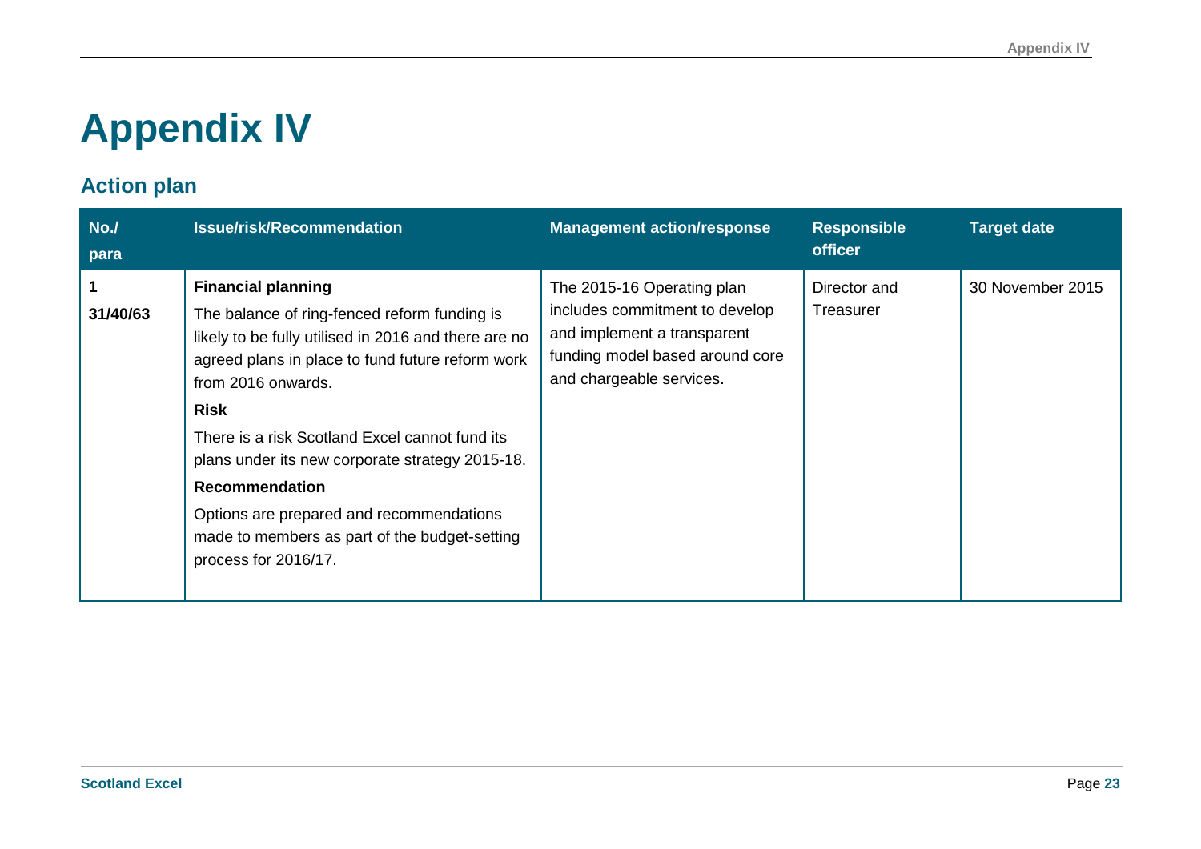# Appendix IV

## Action plan

| No./ para | Issue/risk/Recommendation | Management action/response | Responsible officer | Target date |
|---|---|---|---|---|
| **1**<br>**31/40/63** | **Financial planning**<br>The balance of ring-fenced reform funding is likely to be fully utilised in 2016 and there are no agreed plans in place to fund future reform work from 2016 onwards.<br>**Risk**<br>There is a risk Scotland Excel cannot fund its plans under its new corporate strategy 2015-18.<br>**Recommendation**<br>Options are prepared and recommendations made to members as part of the budget-setting process for 2016/17. | The 2015-16 Operating plan includes commitment to develop and implement a transparent funding model based around core and chargeable services. | Director and Treasurer | 30 November 2015 |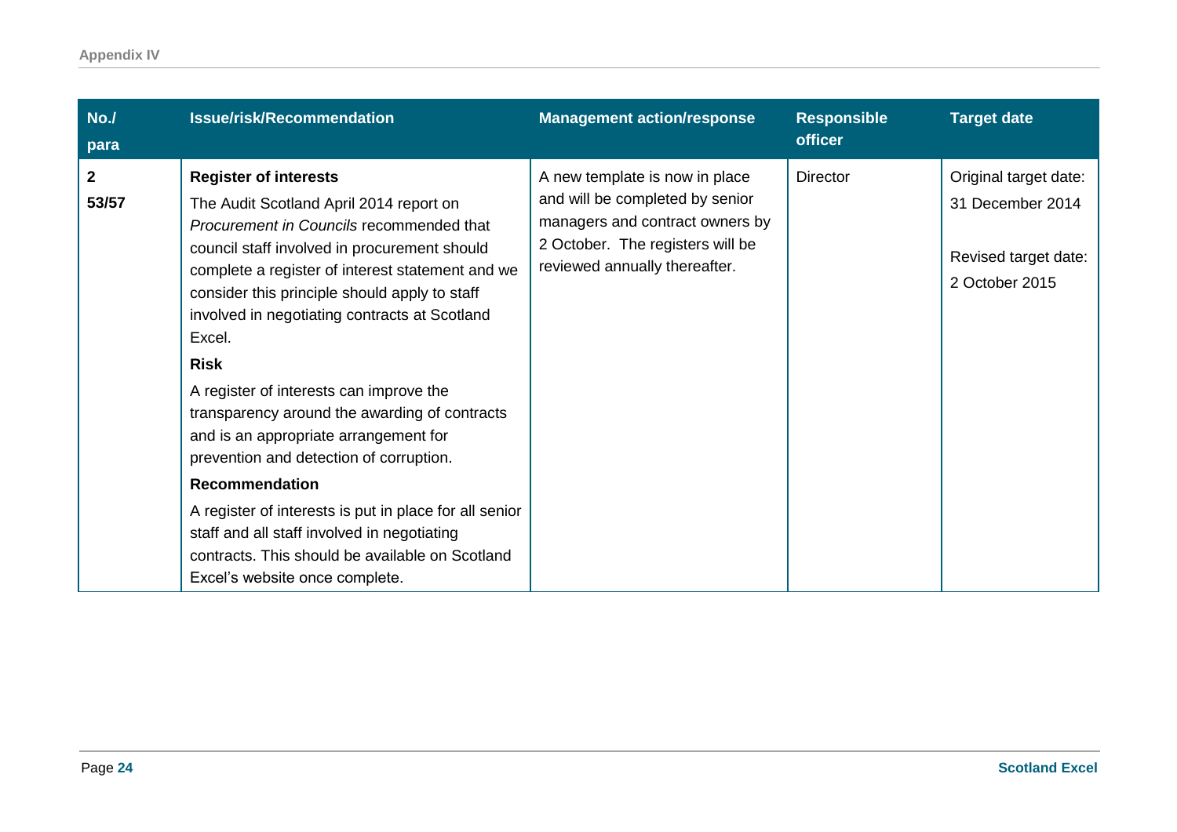| No./ para | Issue/risk/Recommendation | Management action/response | Responsible officer | Target date |
|---|---|---|---|---|
| **2** **53/57** | **Register of interests** The Audit Scotland April 2014 report on *Procurement in Councils* recommended that council staff involved in procurement should complete a register of interest statement and we consider this principle should apply to staff involved in negotiating contracts at Scotland Excel. **Risk** A register of interests can improve the transparency around the awarding of contracts and is an appropriate arrangement for prevention and detection of corruption. **Recommendation** A register of interests is put in place for all senior staff and all staff involved in negotiating contracts. This should be available on Scotland Excel's website once complete. | A new template is now in place and will be completed by senior managers and contract owners by 2 October. The registers will be reviewed annually thereafter. | Director | Original target date: 31 December 2014 Revised target date: 2 October 2015 |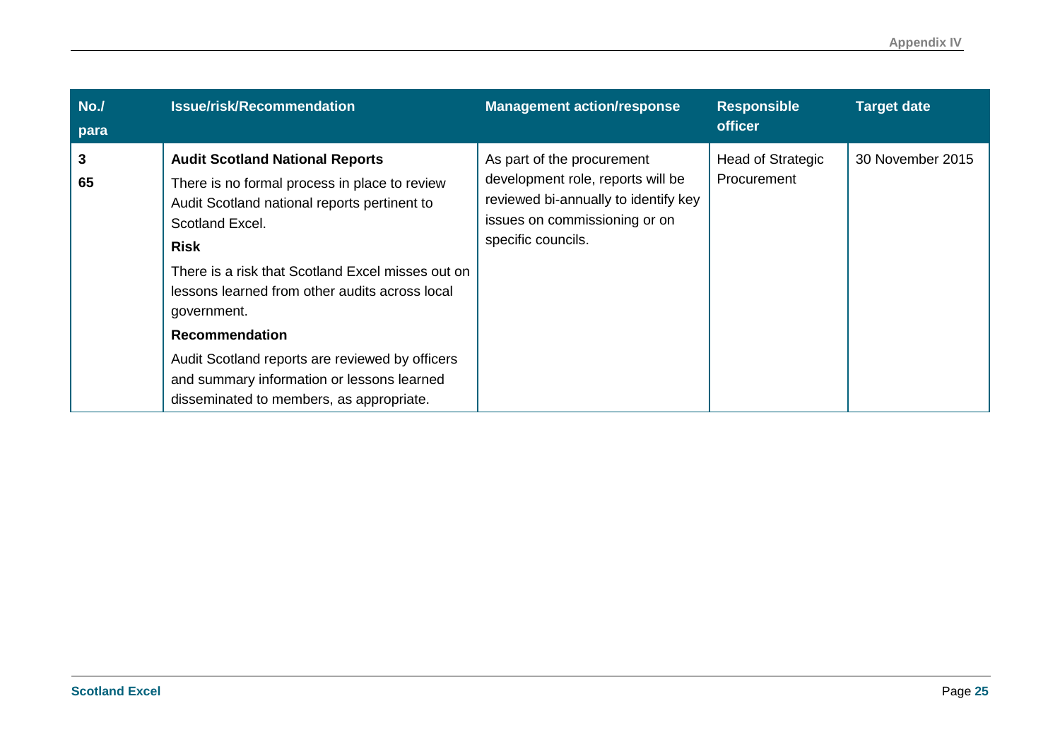| No./ para | Issue/risk/Recommendation | Management action/response | Responsible officer | Target date |
|---|---|---|---|---|
| **3** **65** | **Audit Scotland National Reports** There is no formal process in place to review Audit Scotland national reports pertinent to Scotland Excel. **Risk** There is a risk that Scotland Excel misses out on lessons learned from other audits across local government. **Recommendation** Audit Scotland reports are reviewed by officers and summary information or lessons learned disseminated to members, as appropriate. | As part of the procurement development role, reports will be reviewed bi-annually to identify key issues on commissioning or on specific councils. | Head of Strategic Procurement | 30 November 2015 |